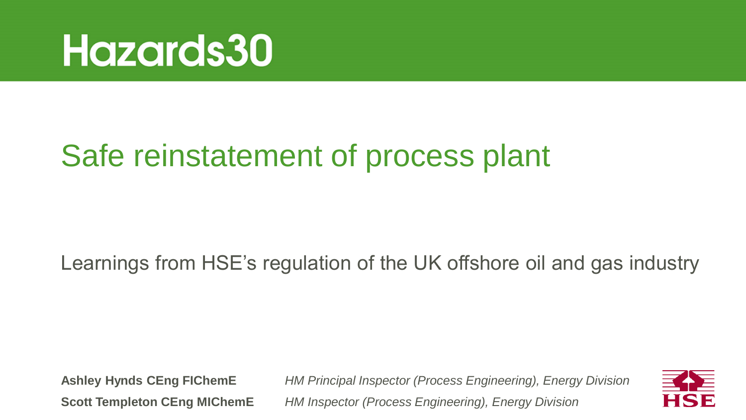Hazards30

# Safe reinstatement of process plant

Learnings from HSE's regulation of the UK offshore oil and gas industry

**Ashley Hynds CEng FIChemE** — *HM Principal Inspector (Process Engineering), Energy Division*

**Scott Templeton CEng MIChemE** — *HM Inspector (Process Engineering), Energy Division*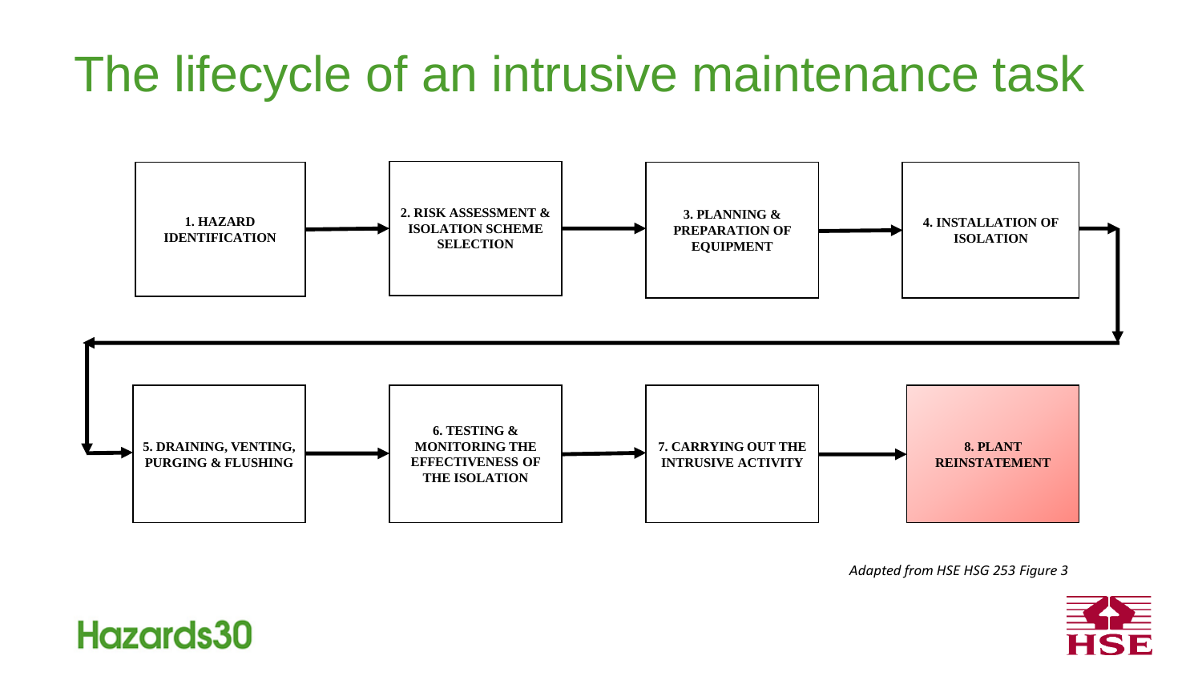# The lifecycle of an intrusive maintenance task

1. HAZARD IDENTIFICATION
2. RISK ASSESSMENT & ISOLATION SCHEME SELECTION
3. PLANNING & PREPARATION OF EQUIPMENT
4. INSTALLATION OF ISOLATION
5. DRAINING, VENTING, PURGING & FLUSHING
6. TESTING & MONITORING THE EFFECTIVENESS OF THE ISOLATION
7. CARRYING OUT THE INTRUSIVE ACTIVITY
8. PLANT REINSTATEMENT

*Adapted from HSE HSG 253 Figure 3*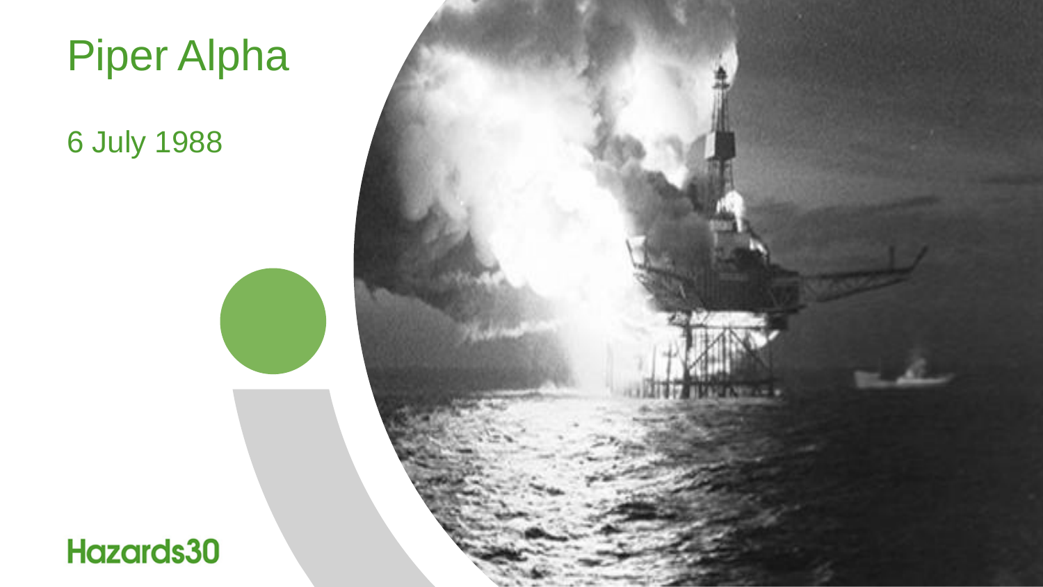# Piper Alpha

6 July 1988

Hazards30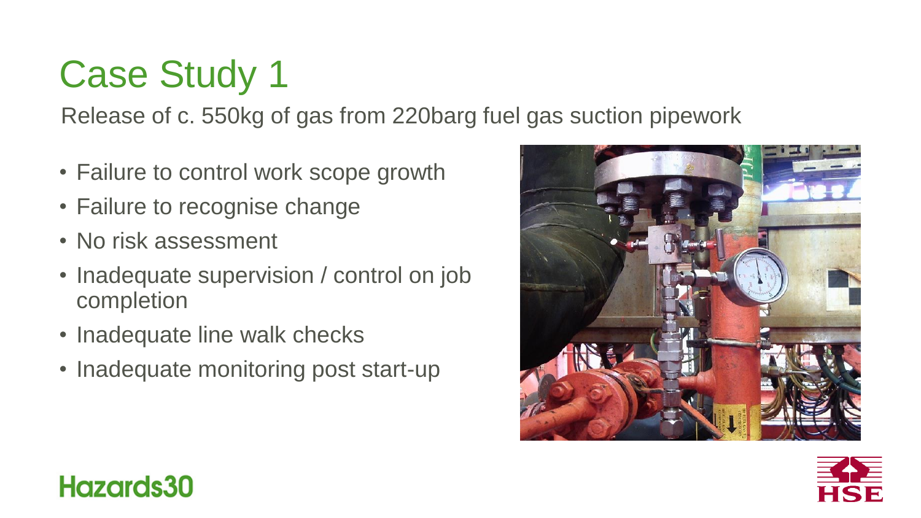# Case Study 1

Release of c. 550kg of gas from 220barg fuel gas suction pipework

- Failure to control work scope growth
- Failure to recognise change
- No risk assessment
- Inadequate supervision / control on job completion
- Inadequate line walk checks
- Inadequate monitoring post start-up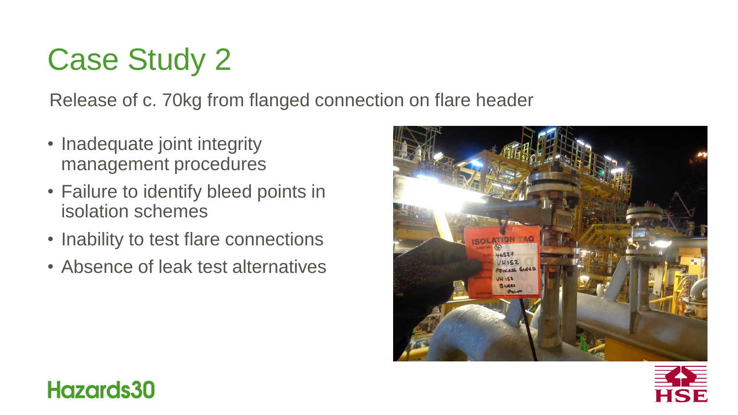# Case Study 2

Release of c. 70kg from flanged connection on flare header

- Inadequate joint integrity management procedures
- Failure to identify bleed points in isolation schemes
- Inability to test flare connections
- Absence of leak test alternatives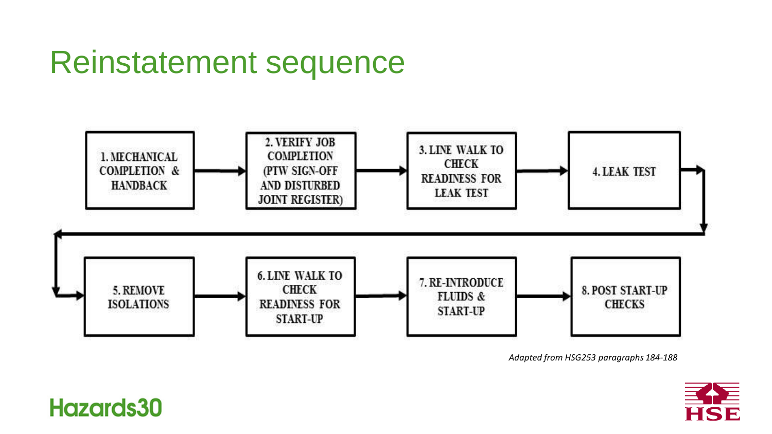# Reinstatement sequence

1. MECHANICAL COMPLETION & HANDBACK
2. VERIFY JOB COMPLETION (PTW SIGN-OFF AND DISTURBED JOINT REGISTER)
3. LINE WALK TO CHECK READINESS FOR LEAK TEST
4. LEAK TEST
5. REMOVE ISOLATIONS
6. LINE WALK TO CHECK READINESS FOR START-UP
7. RE-INTRODUCE FLUIDS & START-UP
8. POST START-UP CHECKS

*Adapted from HSG253 paragraphs 184-188*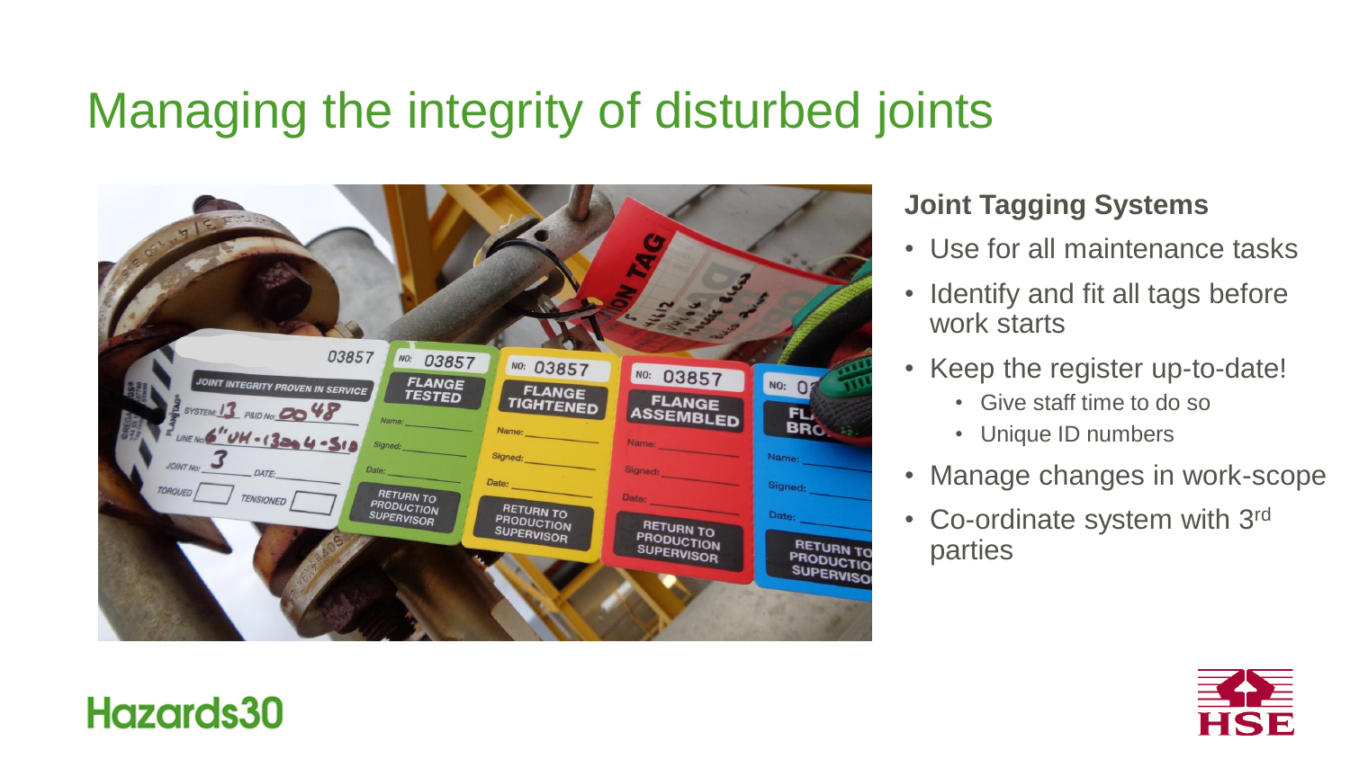# Managing the integrity of disturbed joints

### Joint Tagging Systems

- Use for all maintenance tasks
- Identify and fit all tags before work starts
- Keep the register up-to-date!
  - Give staff time to do so
  - Unique ID numbers
- Manage changes in work-scope
- Co-ordinate system with 3rd parties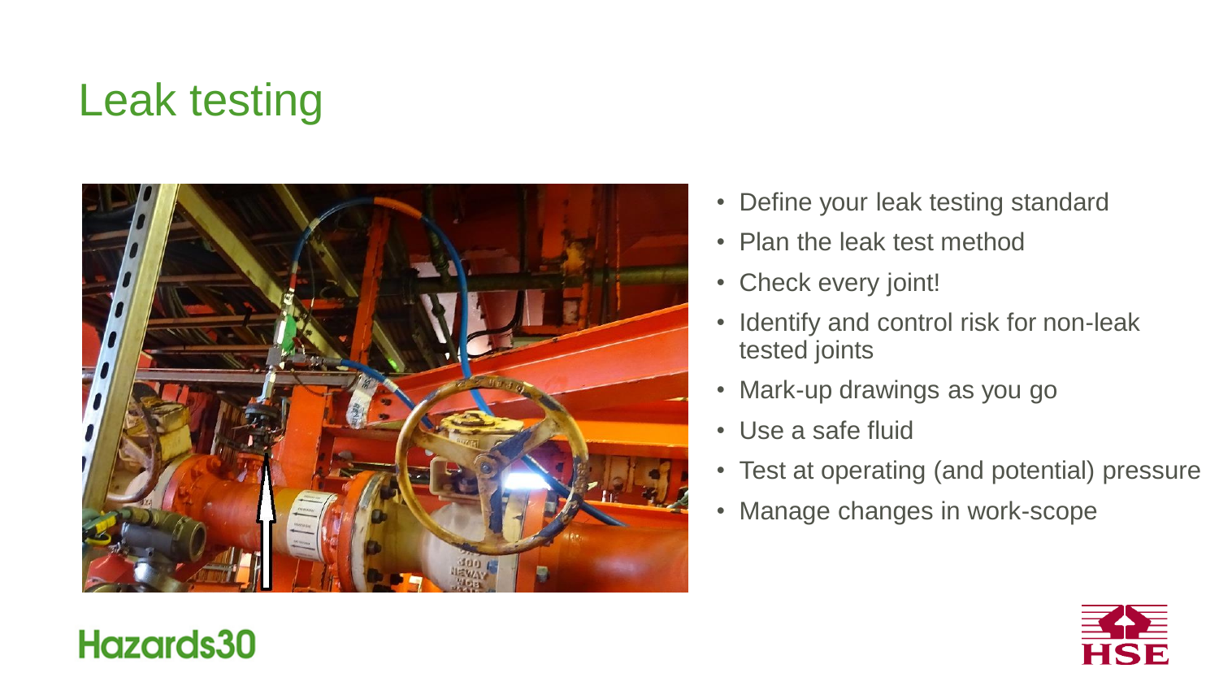# Leak testing

- Define your leak testing standard
- Plan the leak test method
- Check every joint!
- Identify and control risk for non-leak tested joints
- Mark-up drawings as you go
- Use a safe fluid
- Test at operating (and potential) pressure
- Manage changes in work-scope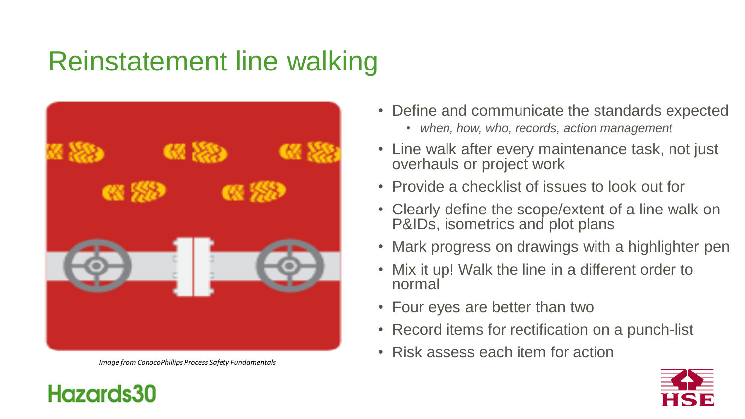# Reinstatement line walking

*Image from ConocoPhillips Process Safety Fundamentals*

- Define and communicate the standards expected
  - *when, how, who, records, action management*
- Line walk after every maintenance task, not just overhauls or project work
- Provide a checklist of issues to look out for
- Clearly define the scope/extent of a line walk on P&IDs, isometrics and plot plans
- Mark progress on drawings with a highlighter pen
- Mix it up! Walk the line in a different order to normal
- Four eyes are better than two
- Record items for rectification on a punch-list
- Risk assess each item for action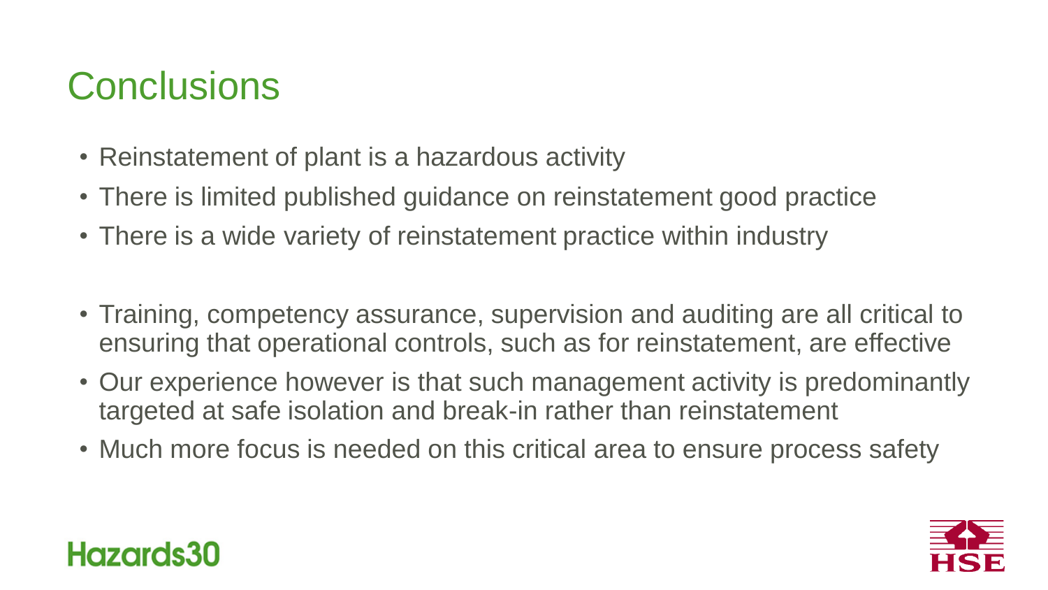# Conclusions

- Reinstatement of plant is a hazardous activity
- There is limited published guidance on reinstatement good practice
- There is a wide variety of reinstatement practice within industry

- Training, competency assurance, supervision and auditing are all critical to ensuring that operational controls, such as for reinstatement, are effective
- Our experience however is that such management activity is predominantly targeted at safe isolation and break-in rather than reinstatement
- Much more focus is needed on this critical area to ensure process safety

Hazards30

HSE